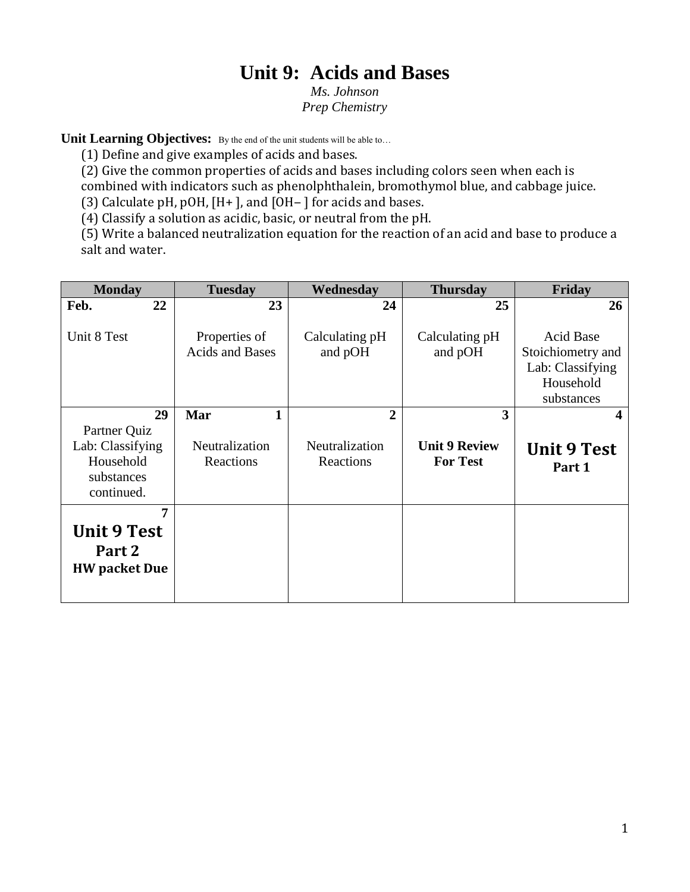# Unit 9: Acids and Bases

*Ms. Johnson*
*Prep Chemistry*

**Unit Learning Objectives:** By the end of the unit students will be able to…

(1) Define and give examples of acids and bases.
(2) Give the common properties of acids and bases including colors seen when each is combined with indicators such as phenolphthalein, bromothymol blue, and cabbage juice.
(3) Calculate pH, pOH, $[H^+]$, and $[OH^-]$ for acids and bases.
(4) Classify a solution as acidic, basic, or neutral from the pH.
(5) Write a balanced neutralization equation for the reaction of an acid and base to produce a salt and water.

| Monday | Tuesday | Wednesday | Thursday | Friday |
|---|---|---|---|---|
| **Feb. 22** Unit 8 Test | **23** Properties of Acids and Bases | **24** Calculating pH and pOH | **25** Calculating pH and pOH | **26** Acid Base Stoichiometry and Lab: Classifying Household substances |
| **29** Partner Quiz Lab: Classifying Household substances continued. | **Mar 1** Neutralization Reactions | **2** Neutralization Reactions | **3** **Unit 9 Review For Test** | **4** **Unit 9 Test Part 1** |
| **7** **Unit 9 Test Part 2 HW packet Due** | | | | |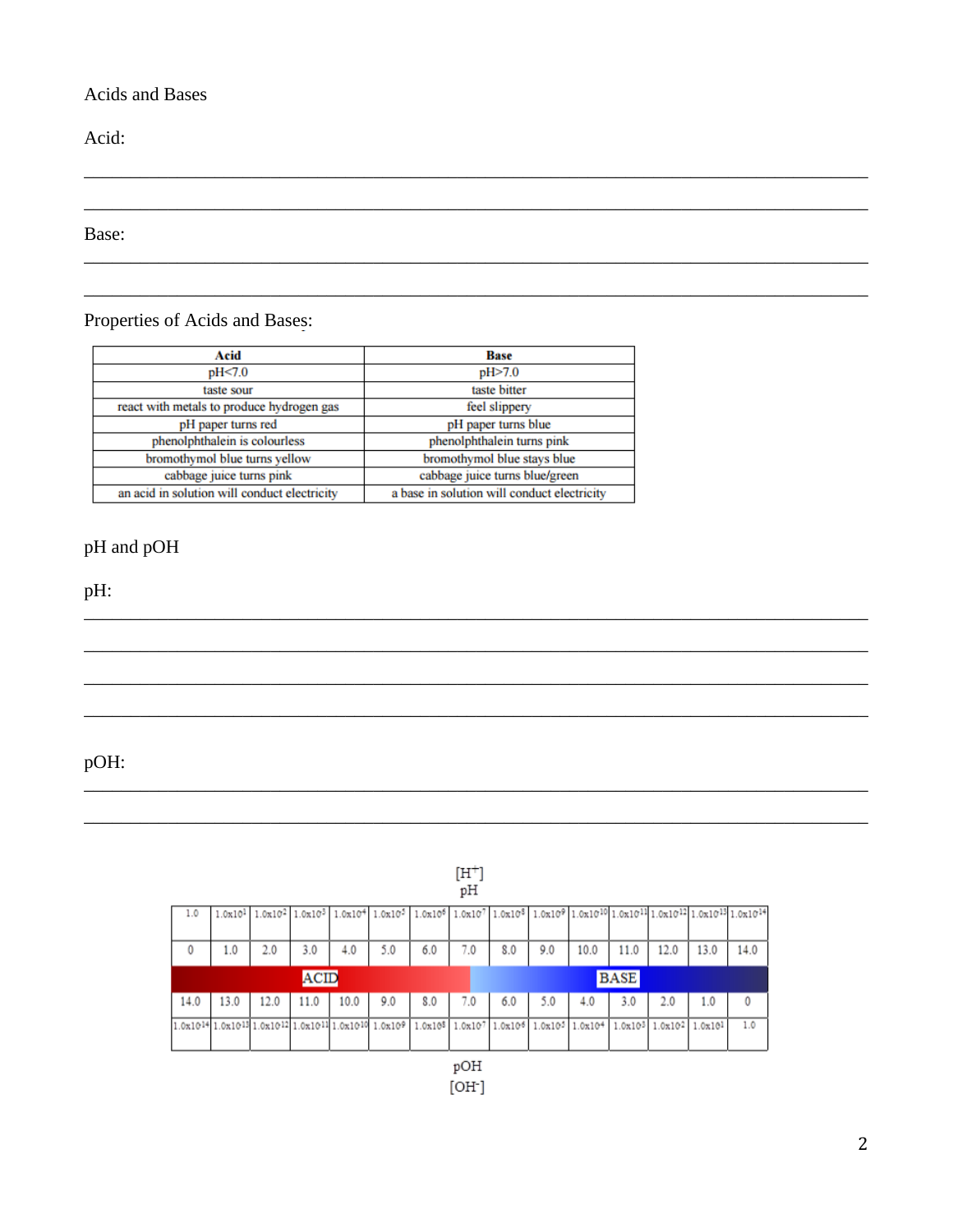Acids and Bases

Acid:

___________________________________________________________________________

___________________________________________________________________________

Base:

___________________________________________________________________________

___________________________________________________________________________

Properties of Acids and Bases:

| Acid | Base |
|---|---|
| pH<7.0 | pH>7.0 |
| taste sour | taste bitter |
| react with metals to produce hydrogen gas | feel slippery |
| pH paper turns red | pH paper turns blue |
| phenolphthalein is colourless | phenolphthalein turns pink |
| bromothymol blue turns yellow | bromothymol blue stays blue |
| cabbage juice turns pink | cabbage juice turns blue/green |
| an acid in solution will conduct electricity | a base in solution will conduct electricity |

pH and pOH

pH:

___________________________________________________________________________

___________________________________________________________________________

___________________________________________________________________________

___________________________________________________________________________

pOH:

___________________________________________________________________________

___________________________________________________________________________

$[H^+]$

pH

| 1.0 | $1.0\times10^{-1}$ | $1.0\times10^{-2}$ | $1.0\times10^{-3}$ | $1.0\times10^{-4}$ | $1.0\times10^{-5}$ | $1.0\times10^{-6}$ | $1.0\times10^{-7}$ | $1.0\times10^{-8}$ | $1.0\times10^{-9}$ | $1.0\times10^{-10}$ | $1.0\times10^{-11}$ | $1.0\times10^{-12}$ | $1.0\times10^{-13}$ | $1.0\times10^{-14}$ |
|---|---|---|---|---|---|---|---|---|---|---|---|---|---|---|
| 0 | 1.0 | 2.0 | 3.0 | 4.0 | 5.0 | 6.0 | 7.0 | 8.0 | 9.0 | 10.0 | 11.0 | 12.0 | 13.0 | 14.0 |
| | | | ACID | | | | | | | BASE | | | | |
| 14.0 | 13.0 | 12.0 | 11.0 | 10.0 | 9.0 | 8.0 | 7.0 | 6.0 | 5.0 | 4.0 | 3.0 | 2.0 | 1.0 | 0 |
| $1.0\times10^{-14}$ | $1.0\times10^{-13}$ | $1.0\times10^{-12}$ | $1.0\times10^{-11}$ | $1.0\times10^{-10}$ | $1.0\times10^{-9}$ | $1.0\times10^{-8}$ | $1.0\times10^{-7}$ | $1.0\times10^{-6}$ | $1.0\times10^{-5}$ | $1.0\times10^{-4}$ | $1.0\times10^{-3}$ | $1.0\times10^{-2}$ | $1.0\times10^{-1}$ | 1.0 |

pOH

$[OH^-]$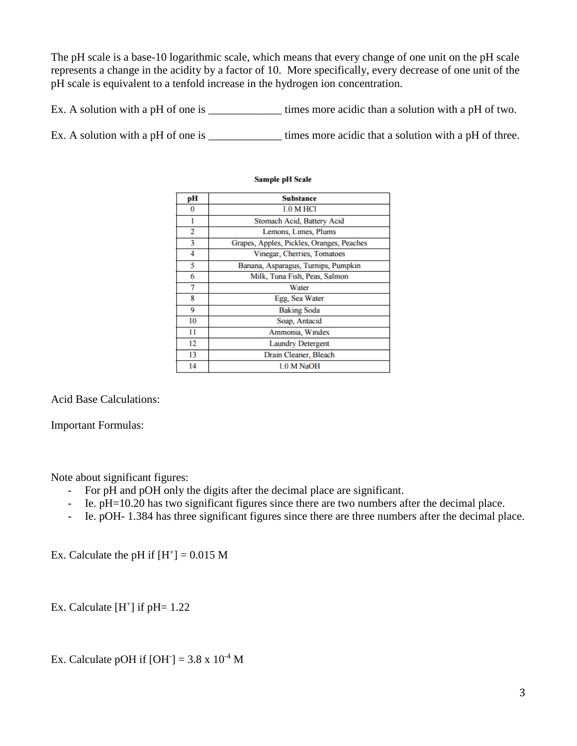The pH scale is a base-10 logarithmic scale, which means that every change of one unit on the pH scale represents a change in the acidity by a factor of 10. More specifically, every decrease of one unit of the pH scale is equivalent to a tenfold increase in the hydrogen ion concentration.

Ex. A solution with a pH of one is _____________ times more acidic than a solution with a pH of two.

Ex. A solution with a pH of one is _____________ times more acidic that a solution with a pH of three.

**Sample pH Scale**

| pH | Substance |
|---|---|
| 0 | 1.0 M HCl |
| 1 | Stomach Acid, Battery Acid |
| 2 | Lemons, Limes, Plums |
| 3 | Grapes, Apples, Pickles, Oranges, Peaches |
| 4 | Vinegar, Cherries, Tomatoes |
| 5 | Banana, Asparagus, Turnips, Pumpkin |
| 6 | Milk, Tuna Fish, Peas, Salmon |
| 7 | Water |
| 8 | Egg, Sea Water |
| 9 | Baking Soda |
| 10 | Soap, Antacid |
| 11 | Ammonia, Windex |
| 12 | Laundry Detergent |
| 13 | Drain Cleaner, Bleach |
| 14 | 1.0 M NaOH |

Acid Base Calculations:

Important Formulas:

Note about significant figures:

- For pH and pOH only the digits after the decimal place are significant.
- Ie. pH=10.20 has two significant figures since there are two numbers after the decimal place.
- Ie. pOH- 1.384 has three significant figures since there are three numbers after the decimal place.

Ex. Calculate the pH if $[H^+] = 0.015$ M

Ex. Calculate $[H^+]$ if pH= 1.22

Ex. Calculate pOH if $[OH^-] = 3.8 \times 10^{-4}$ M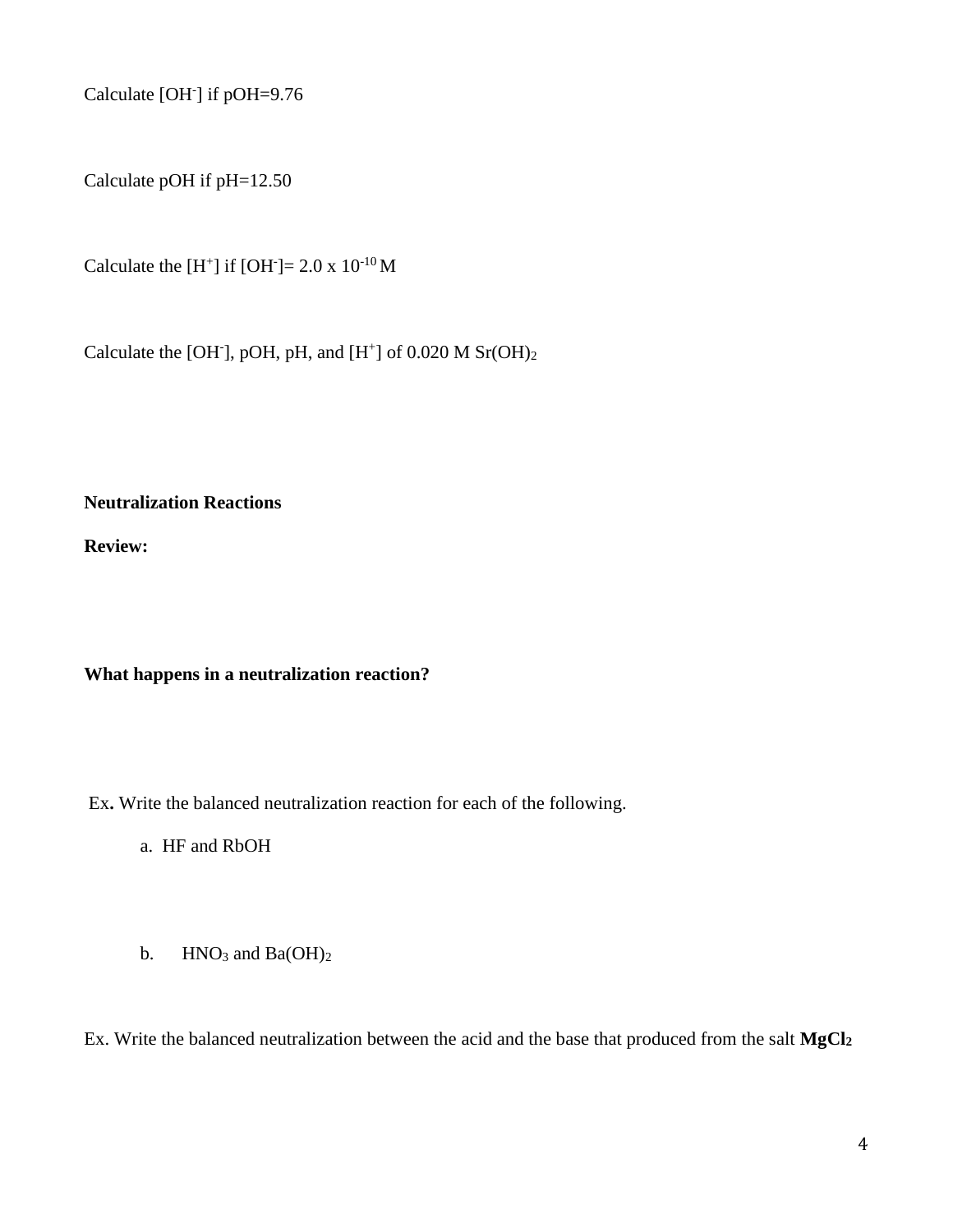Calculate $[OH^-]$ if pOH=9.76

Calculate pOH if pH=12.50

Calculate the $[H^+]$ if $[OH^-]= 2.0 \times 10^{-10}$ M

Calculate the $[OH^-]$, pOH, pH, and $[H^+]$ of 0.020 M $Sr(OH)_2$

**Neutralization Reactions**

**Review:**

**What happens in a neutralization reaction?**

Ex**.** Write the balanced neutralization reaction for each of the following.

a. HF and RbOH

b. $HNO_3$ and $Ba(OH)_2$

Ex. Write the balanced neutralization between the acid and the base that produced from the salt **$MgCl_2$**